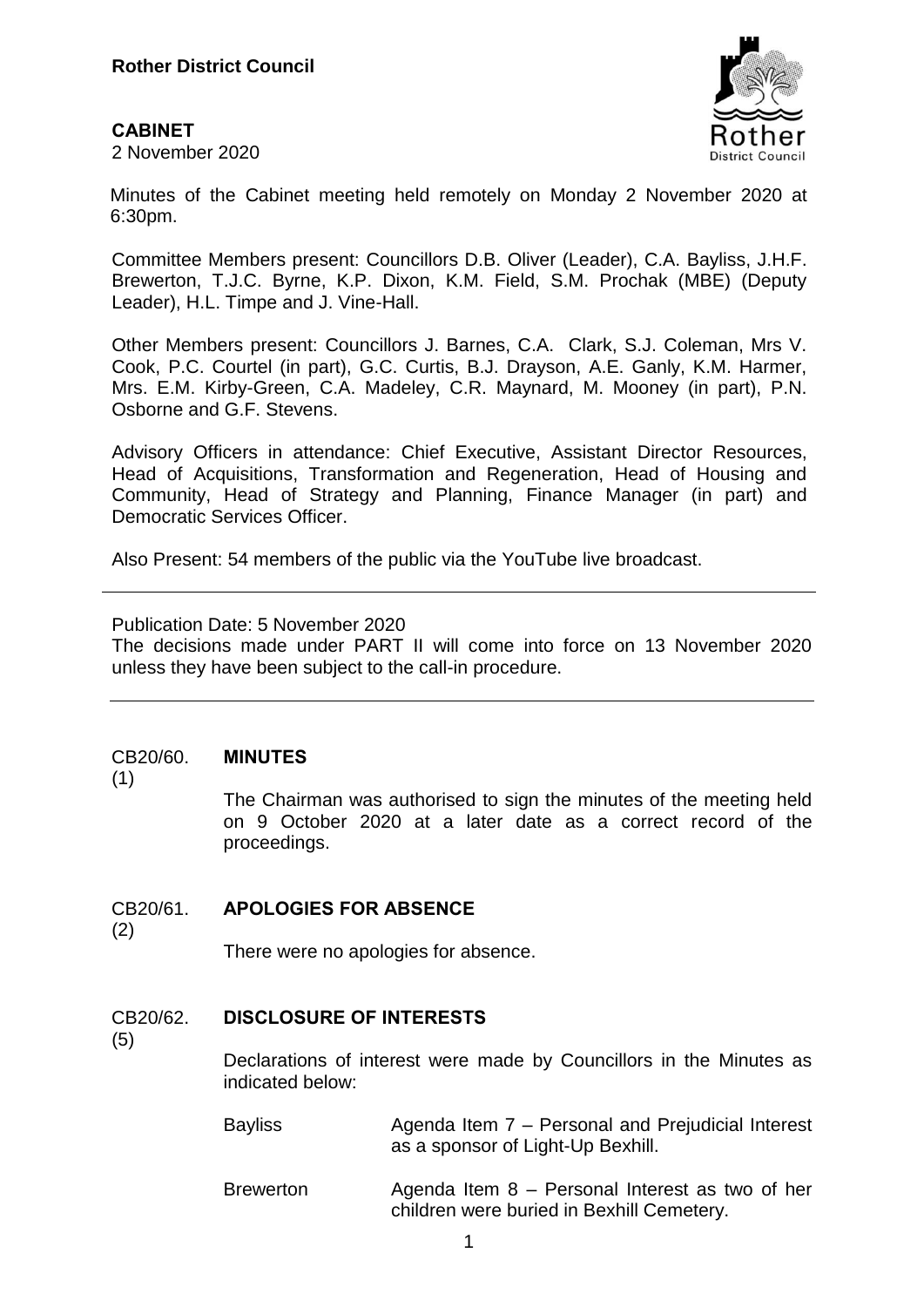**Rother District Council**

**CABINET**
2 November 2020

Minutes of the Cabinet meeting held remotely on Monday 2 November 2020 at 6:30pm.

Committee Members present: Councillors D.B. Oliver (Leader), C.A. Bayliss, J.H.F. Brewerton, T.J.C. Byrne, K.P. Dixon, K.M. Field, S.M. Prochak (MBE) (Deputy Leader), H.L. Timpe and J. Vine-Hall.

Other Members present: Councillors J. Barnes, C.A. Clark, S.J. Coleman, Mrs V. Cook, P.C. Courtel (in part), G.C. Curtis, B.J. Drayson, A.E. Ganly, K.M. Harmer, Mrs. E.M. Kirby-Green, C.A. Madeley, C.R. Maynard, M. Mooney (in part), P.N. Osborne and G.F. Stevens.

Advisory Officers in attendance: Chief Executive, Assistant Director Resources, Head of Acquisitions, Transformation and Regeneration, Head of Housing and Community, Head of Strategy and Planning, Finance Manager (in part) and Democratic Services Officer.

Also Present: 54 members of the public via the YouTube live broadcast.

---

Publication Date: 5 November 2020
The decisions made under PART II will come into force on 13 November 2020 unless they have been subject to the call-in procedure.

---

## CB20/60. MINUTES
(1)

The Chairman was authorised to sign the minutes of the meeting held on 9 October 2020 at a later date as a correct record of the proceedings.

## CB20/61. APOLOGIES FOR ABSENCE
(2)

There were no apologies for absence.

## CB20/62. DISCLOSURE OF INTERESTS
(5)

Declarations of interest were made by Councillors in the Minutes as indicated below:

| | |
|---|---|
| Bayliss | Agenda Item 7 – Personal and Prejudicial Interest as a sponsor of Light-Up Bexhill. |
| Brewerton | Agenda Item 8 – Personal Interest as two of her children were buried in Bexhill Cemetery. |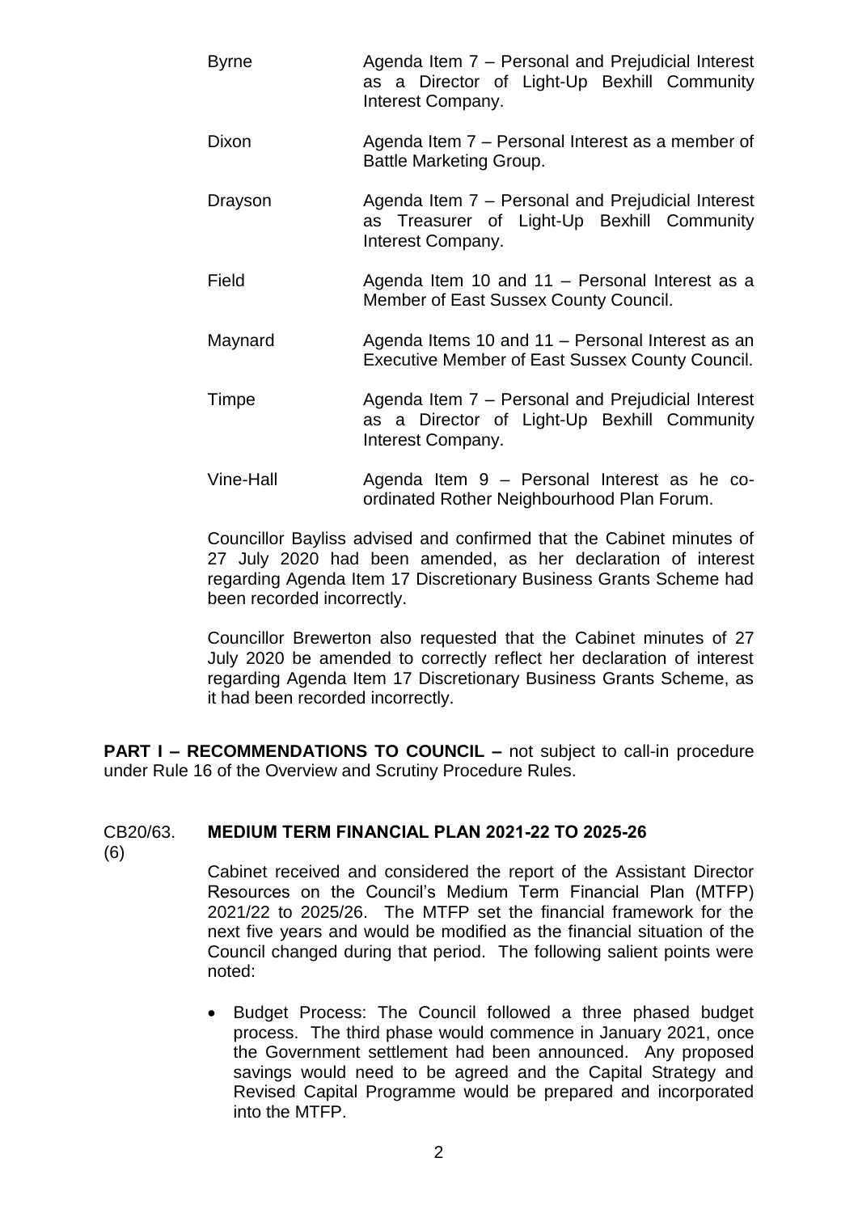| | |
|---|---|
| Byrne | Agenda Item 7 – Personal and Prejudicial Interest as a Director of Light-Up Bexhill Community Interest Company. |
| Dixon | Agenda Item 7 – Personal Interest as a member of Battle Marketing Group. |
| Drayson | Agenda Item 7 – Personal and Prejudicial Interest as Treasurer of Light-Up Bexhill Community Interest Company. |
| Field | Agenda Item 10 and 11 – Personal Interest as a Member of East Sussex County Council. |
| Maynard | Agenda Items 10 and 11 – Personal Interest as an Executive Member of East Sussex County Council. |
| Timpe | Agenda Item 7 – Personal and Prejudicial Interest as a Director of Light-Up Bexhill Community Interest Company. |
| Vine-Hall | Agenda Item 9 – Personal Interest as he co-ordinated Rother Neighbourhood Plan Forum. |

Councillor Bayliss advised and confirmed that the Cabinet minutes of 27 July 2020 had been amended, as her declaration of interest regarding Agenda Item 17 Discretionary Business Grants Scheme had been recorded incorrectly.

Councillor Brewerton also requested that the Cabinet minutes of 27 July 2020 be amended to correctly reflect her declaration of interest regarding Agenda Item 17 Discretionary Business Grants Scheme, as it had been recorded incorrectly.

**PART I – RECOMMENDATIONS TO COUNCIL –** not subject to call-in procedure under Rule 16 of the Overview and Scrutiny Procedure Rules.

## CB20/63. (6) MEDIUM TERM FINANCIAL PLAN 2021-22 TO 2025-26

Cabinet received and considered the report of the Assistant Director Resources on the Council's Medium Term Financial Plan (MTFP) 2021/22 to 2025/26. The MTFP set the financial framework for the next five years and would be modified as the financial situation of the Council changed during that period. The following salient points were noted:

- Budget Process: The Council followed a three phased budget process. The third phase would commence in January 2021, once the Government settlement had been announced. Any proposed savings would need to be agreed and the Capital Strategy and Revised Capital Programme would be prepared and incorporated into the MTFP.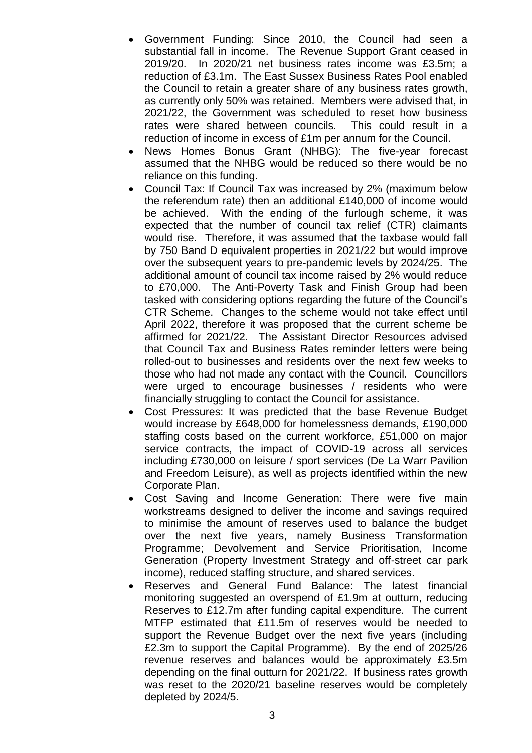- Government Funding: Since 2010, the Council had seen a substantial fall in income. The Revenue Support Grant ceased in 2019/20. In 2020/21 net business rates income was £3.5m; a reduction of £3.1m. The East Sussex Business Rates Pool enabled the Council to retain a greater share of any business rates growth, as currently only 50% was retained. Members were advised that, in 2021/22, the Government was scheduled to reset how business rates were shared between councils. This could result in a reduction of income in excess of £1m per annum for the Council.
- News Homes Bonus Grant (NHBG): The five-year forecast assumed that the NHBG would be reduced so there would be no reliance on this funding.
- Council Tax: If Council Tax was increased by 2% (maximum below the referendum rate) then an additional £140,000 of income would be achieved. With the ending of the furlough scheme, it was expected that the number of council tax relief (CTR) claimants would rise. Therefore, it was assumed that the taxbase would fall by 750 Band D equivalent properties in 2021/22 but would improve over the subsequent years to pre-pandemic levels by 2024/25. The additional amount of council tax income raised by 2% would reduce to £70,000. The Anti-Poverty Task and Finish Group had been tasked with considering options regarding the future of the Council's CTR Scheme. Changes to the scheme would not take effect until April 2022, therefore it was proposed that the current scheme be affirmed for 2021/22. The Assistant Director Resources advised that Council Tax and Business Rates reminder letters were being rolled-out to businesses and residents over the next few weeks to those who had not made any contact with the Council. Councillors were urged to encourage businesses / residents who were financially struggling to contact the Council for assistance.
- Cost Pressures: It was predicted that the base Revenue Budget would increase by £648,000 for homelessness demands, £190,000 staffing costs based on the current workforce, £51,000 on major service contracts, the impact of COVID-19 across all services including £730,000 on leisure / sport services (De La Warr Pavilion and Freedom Leisure), as well as projects identified within the new Corporate Plan.
- Cost Saving and Income Generation: There were five main workstreams designed to deliver the income and savings required to minimise the amount of reserves used to balance the budget over the next five years, namely Business Transformation Programme; Devolvement and Service Prioritisation, Income Generation (Property Investment Strategy and off-street car park income), reduced staffing structure, and shared services.
- Reserves and General Fund Balance: The latest financial monitoring suggested an overspend of £1.9m at outturn, reducing Reserves to £12.7m after funding capital expenditure. The current MTFP estimated that £11.5m of reserves would be needed to support the Revenue Budget over the next five years (including £2.3m to support the Capital Programme). By the end of 2025/26 revenue reserves and balances would be approximately £3.5m depending on the final outturn for 2021/22. If business rates growth was reset to the 2020/21 baseline reserves would be completely depleted by 2024/5.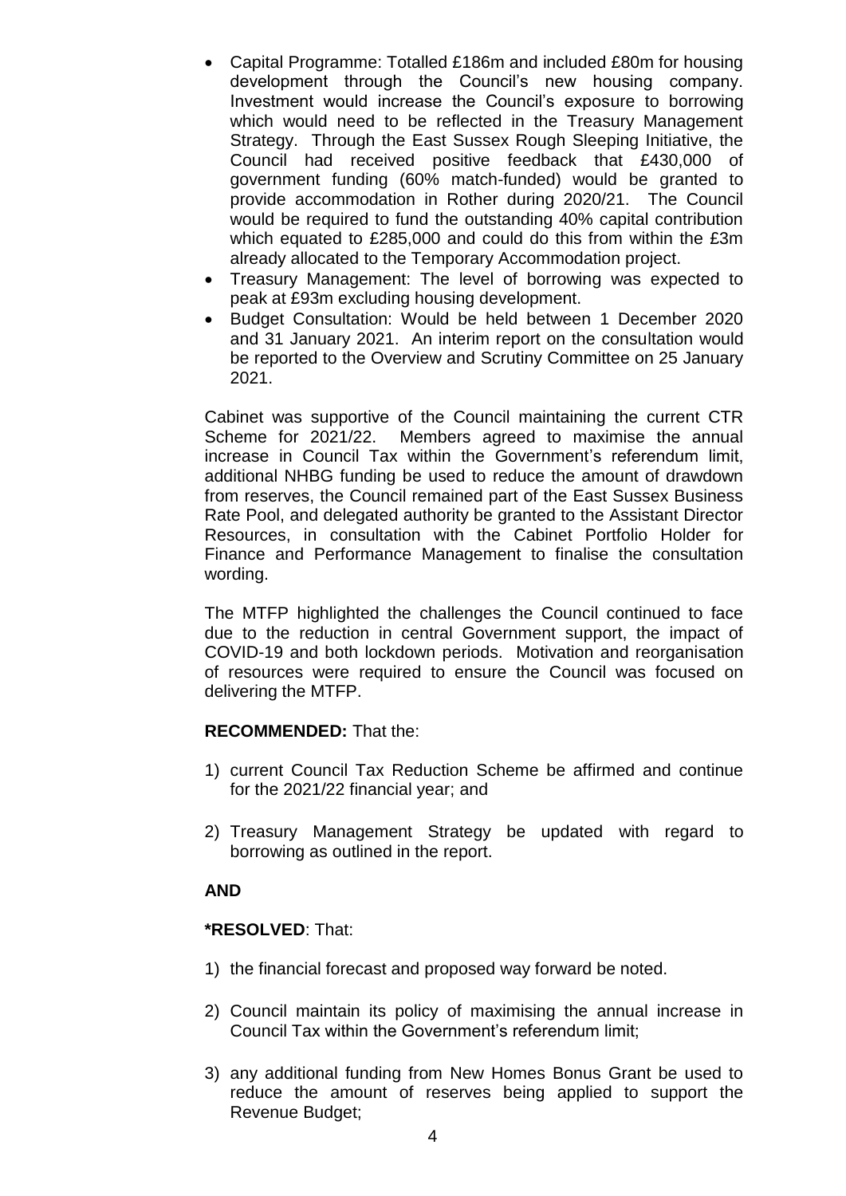- Capital Programme: Totalled £186m and included £80m for housing development through the Council's new housing company. Investment would increase the Council's exposure to borrowing which would need to be reflected in the Treasury Management Strategy. Through the East Sussex Rough Sleeping Initiative, the Council had received positive feedback that £430,000 of government funding (60% match-funded) would be granted to provide accommodation in Rother during 2020/21. The Council would be required to fund the outstanding 40% capital contribution which equated to £285,000 and could do this from within the £3m already allocated to the Temporary Accommodation project.
- Treasury Management: The level of borrowing was expected to peak at £93m excluding housing development.
- Budget Consultation: Would be held between 1 December 2020 and 31 January 2021. An interim report on the consultation would be reported to the Overview and Scrutiny Committee on 25 January 2021.

Cabinet was supportive of the Council maintaining the current CTR Scheme for 2021/22. Members agreed to maximise the annual increase in Council Tax within the Government's referendum limit, additional NHBG funding be used to reduce the amount of drawdown from reserves, the Council remained part of the East Sussex Business Rate Pool, and delegated authority be granted to the Assistant Director Resources, in consultation with the Cabinet Portfolio Holder for Finance and Performance Management to finalise the consultation wording.

The MTFP highlighted the challenges the Council continued to face due to the reduction in central Government support, the impact of COVID-19 and both lockdown periods. Motivation and reorganisation of resources were required to ensure the Council was focused on delivering the MTFP.

**RECOMMENDED:** That the:

1) current Council Tax Reduction Scheme be affirmed and continue for the 2021/22 financial year; and

2) Treasury Management Strategy be updated with regard to borrowing as outlined in the report.

**AND**

***RESOLVED**: That:

1) the financial forecast and proposed way forward be noted.

2) Council maintain its policy of maximising the annual increase in Council Tax within the Government's referendum limit;

3) any additional funding from New Homes Bonus Grant be used to reduce the amount of reserves being applied to support the Revenue Budget;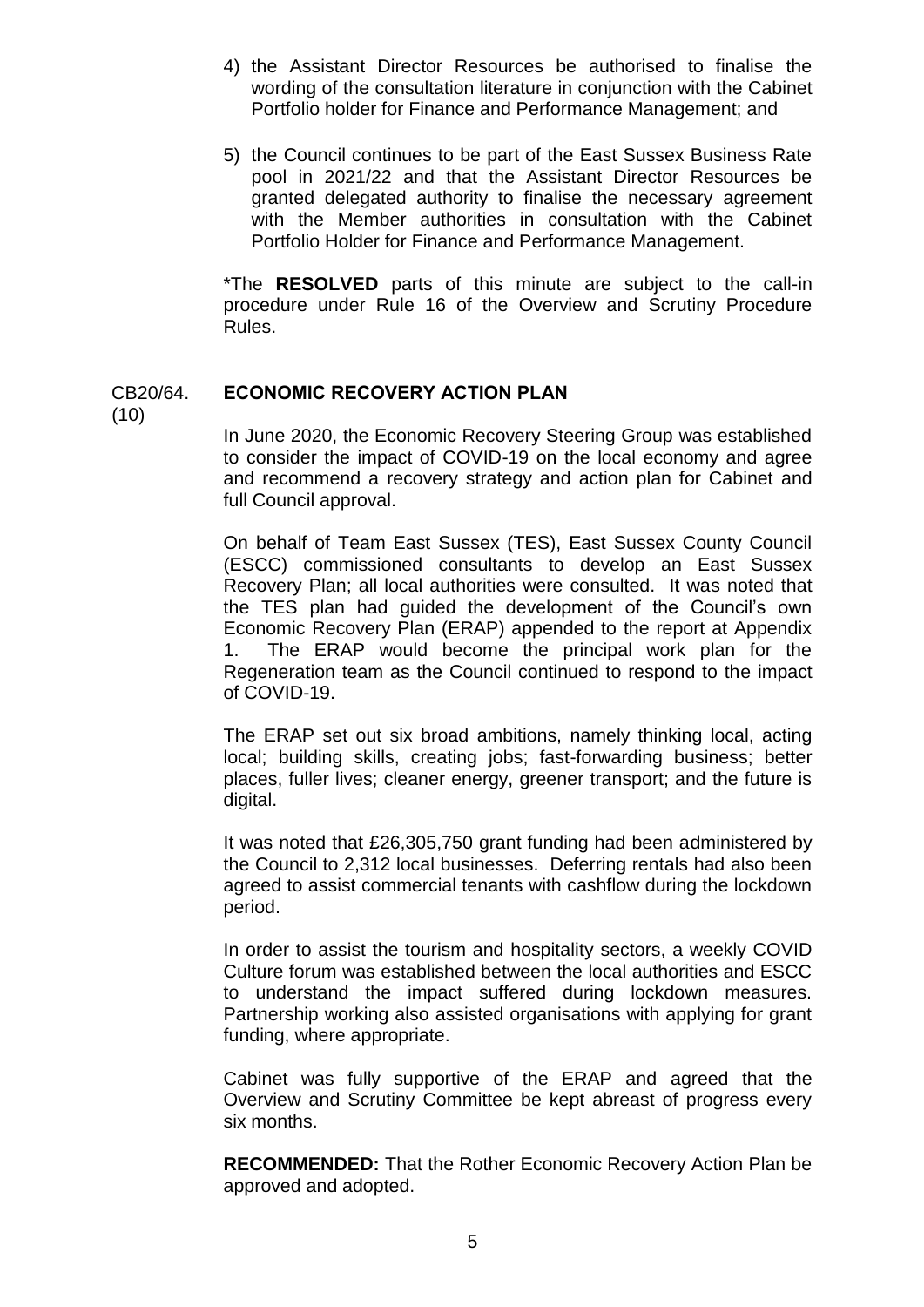4) the Assistant Director Resources be authorised to finalise the wording of the consultation literature in conjunction with the Cabinet Portfolio holder for Finance and Performance Management; and

5) the Council continues to be part of the East Sussex Business Rate pool in 2021/22 and that the Assistant Director Resources be granted delegated authority to finalise the necessary agreement with the Member authorities in consultation with the Cabinet Portfolio Holder for Finance and Performance Management.

*The **RESOLVED** parts of this minute are subject to the call-in procedure under Rule 16 of the Overview and Scrutiny Procedure Rules.

CB20/64. (10) **ECONOMIC RECOVERY ACTION PLAN**

In June 2020, the Economic Recovery Steering Group was established to consider the impact of COVID-19 on the local economy and agree and recommend a recovery strategy and action plan for Cabinet and full Council approval.

On behalf of Team East Sussex (TES), East Sussex County Council (ESCC) commissioned consultants to develop an East Sussex Recovery Plan; all local authorities were consulted. It was noted that the TES plan had guided the development of the Council's own Economic Recovery Plan (ERAP) appended to the report at Appendix 1. The ERAP would become the principal work plan for the Regeneration team as the Council continued to respond to the impact of COVID-19.

The ERAP set out six broad ambitions, namely thinking local, acting local; building skills, creating jobs; fast-forwarding business; better places, fuller lives; cleaner energy, greener transport; and the future is digital.

It was noted that £26,305,750 grant funding had been administered by the Council to 2,312 local businesses. Deferring rentals had also been agreed to assist commercial tenants with cashflow during the lockdown period.

In order to assist the tourism and hospitality sectors, a weekly COVID Culture forum was established between the local authorities and ESCC to understand the impact suffered during lockdown measures. Partnership working also assisted organisations with applying for grant funding, where appropriate.

Cabinet was fully supportive of the ERAP and agreed that the Overview and Scrutiny Committee be kept abreast of progress every six months.

**RECOMMENDED:** That the Rother Economic Recovery Action Plan be approved and adopted.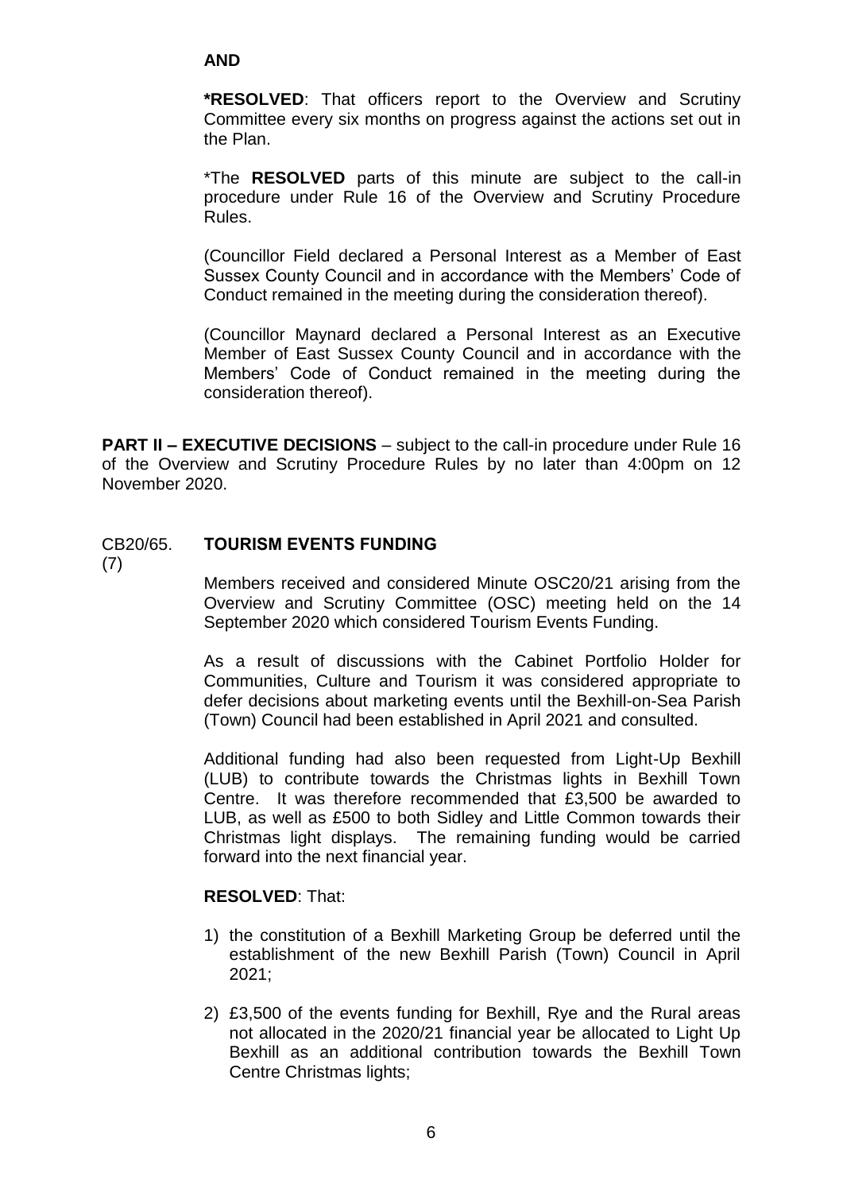**AND**

**\*RESOLVED**: That officers report to the Overview and Scrutiny Committee every six months on progress against the actions set out in the Plan.

\*The **RESOLVED** parts of this minute are subject to the call-in procedure under Rule 16 of the Overview and Scrutiny Procedure Rules.

(Councillor Field declared a Personal Interest as a Member of East Sussex County Council and in accordance with the Members' Code of Conduct remained in the meeting during the consideration thereof).

(Councillor Maynard declared a Personal Interest as an Executive Member of East Sussex County Council and in accordance with the Members' Code of Conduct remained in the meeting during the consideration thereof).

**PART II – EXECUTIVE DECISIONS** – subject to the call-in procedure under Rule 16 of the Overview and Scrutiny Procedure Rules by no later than 4:00pm on 12 November 2020.

CB20/65. (7) **TOURISM EVENTS FUNDING**

Members received and considered Minute OSC20/21 arising from the Overview and Scrutiny Committee (OSC) meeting held on the 14 September 2020 which considered Tourism Events Funding.

As a result of discussions with the Cabinet Portfolio Holder for Communities, Culture and Tourism it was considered appropriate to defer decisions about marketing events until the Bexhill-on-Sea Parish (Town) Council had been established in April 2021 and consulted.

Additional funding had also been requested from Light-Up Bexhill (LUB) to contribute towards the Christmas lights in Bexhill Town Centre. It was therefore recommended that £3,500 be awarded to LUB, as well as £500 to both Sidley and Little Common towards their Christmas light displays. The remaining funding would be carried forward into the next financial year.

**RESOLVED**: That:

1) the constitution of a Bexhill Marketing Group be deferred until the establishment of the new Bexhill Parish (Town) Council in April 2021;

2) £3,500 of the events funding for Bexhill, Rye and the Rural areas not allocated in the 2020/21 financial year be allocated to Light Up Bexhill as an additional contribution towards the Bexhill Town Centre Christmas lights;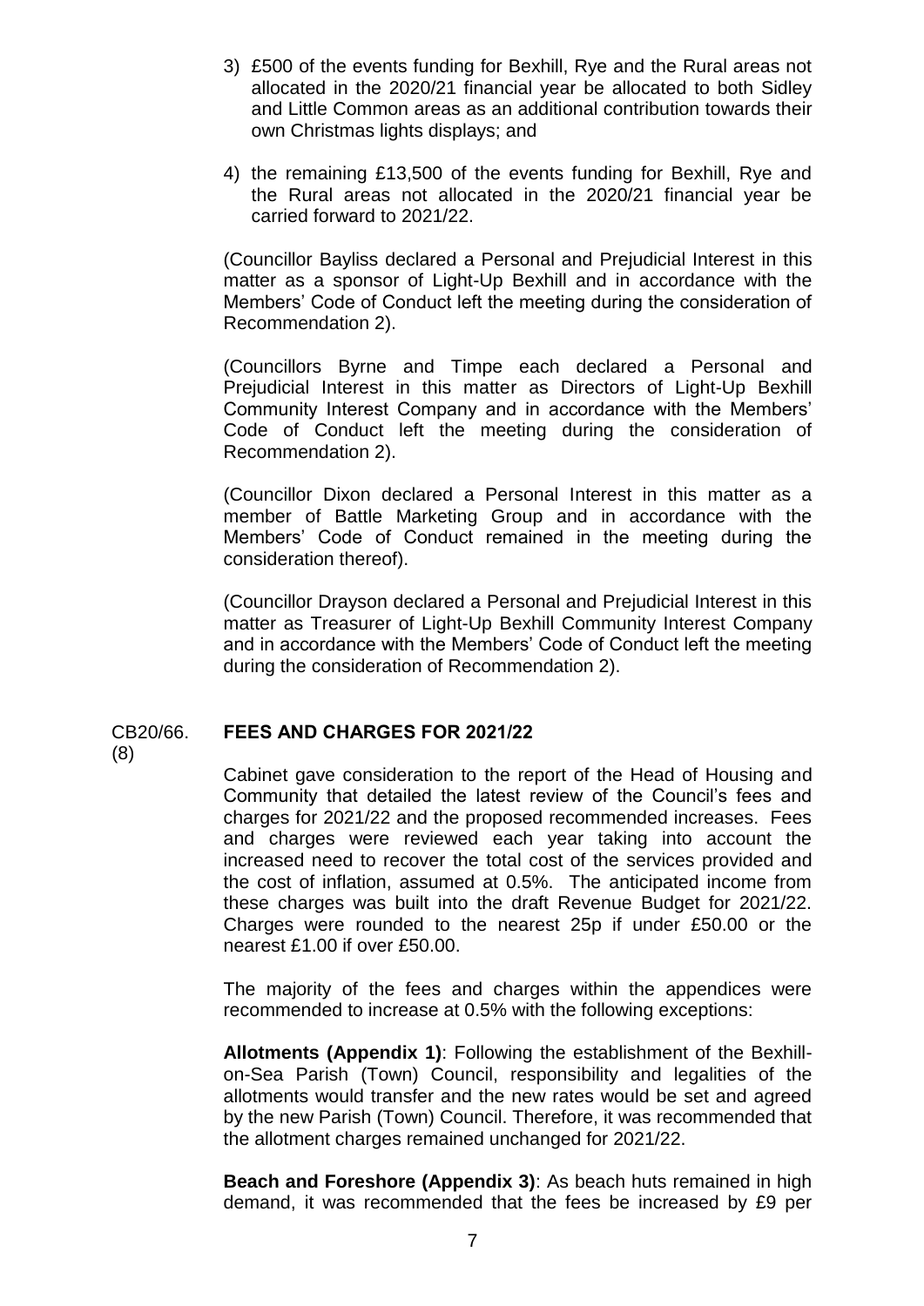3) £500 of the events funding for Bexhill, Rye and the Rural areas not allocated in the 2020/21 financial year be allocated to both Sidley and Little Common areas as an additional contribution towards their own Christmas lights displays; and

4) the remaining £13,500 of the events funding for Bexhill, Rye and the Rural areas not allocated in the 2020/21 financial year be carried forward to 2021/22.

(Councillor Bayliss declared a Personal and Prejudicial Interest in this matter as a sponsor of Light-Up Bexhill and in accordance with the Members' Code of Conduct left the meeting during the consideration of Recommendation 2).

(Councillors Byrne and Timpe each declared a Personal and Prejudicial Interest in this matter as Directors of Light-Up Bexhill Community Interest Company and in accordance with the Members' Code of Conduct left the meeting during the consideration of Recommendation 2).

(Councillor Dixon declared a Personal Interest in this matter as a member of Battle Marketing Group and in accordance with the Members' Code of Conduct remained in the meeting during the consideration thereof).

(Councillor Drayson declared a Personal and Prejudicial Interest in this matter as Treasurer of Light-Up Bexhill Community Interest Company and in accordance with the Members' Code of Conduct left the meeting during the consideration of Recommendation 2).

CB20/66. (8) **FEES AND CHARGES FOR 2021/22**

Cabinet gave consideration to the report of the Head of Housing and Community that detailed the latest review of the Council's fees and charges for 2021/22 and the proposed recommended increases. Fees and charges were reviewed each year taking into account the increased need to recover the total cost of the services provided and the cost of inflation, assumed at 0.5%. The anticipated income from these charges was built into the draft Revenue Budget for 2021/22. Charges were rounded to the nearest 25p if under £50.00 or the nearest £1.00 if over £50.00.

The majority of the fees and charges within the appendices were recommended to increase at 0.5% with the following exceptions:

**Allotments (Appendix 1)**: Following the establishment of the Bexhill-on-Sea Parish (Town) Council, responsibility and legalities of the allotments would transfer and the new rates would be set and agreed by the new Parish (Town) Council. Therefore, it was recommended that the allotment charges remained unchanged for 2021/22.

**Beach and Foreshore (Appendix 3)**: As beach huts remained in high demand, it was recommended that the fees be increased by £9 per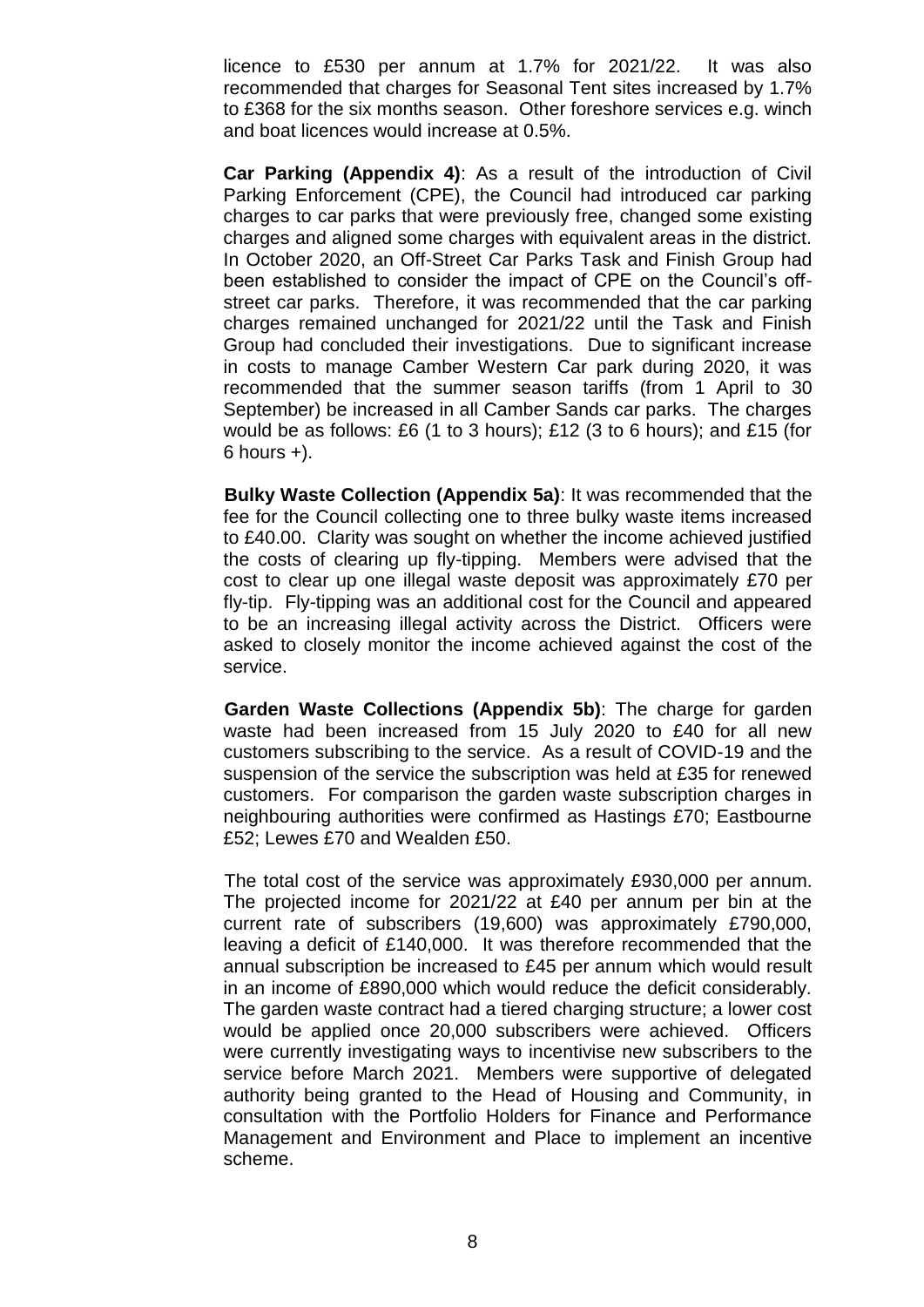licence to £530 per annum at 1.7% for 2021/22. It was also recommended that charges for Seasonal Tent sites increased by 1.7% to £368 for the six months season. Other foreshore services e.g. winch and boat licences would increase at 0.5%.

**Car Parking (Appendix 4)**: As a result of the introduction of Civil Parking Enforcement (CPE), the Council had introduced car parking charges to car parks that were previously free, changed some existing charges and aligned some charges with equivalent areas in the district. In October 2020, an Off-Street Car Parks Task and Finish Group had been established to consider the impact of CPE on the Council's off-street car parks. Therefore, it was recommended that the car parking charges remained unchanged for 2021/22 until the Task and Finish Group had concluded their investigations. Due to significant increase in costs to manage Camber Western Car park during 2020, it was recommended that the summer season tariffs (from 1 April to 30 September) be increased in all Camber Sands car parks. The charges would be as follows: £6 (1 to 3 hours); £12 (3 to 6 hours); and £15 (for 6 hours +).

**Bulky Waste Collection (Appendix 5a)**: It was recommended that the fee for the Council collecting one to three bulky waste items increased to £40.00. Clarity was sought on whether the income achieved justified the costs of clearing up fly-tipping. Members were advised that the cost to clear up one illegal waste deposit was approximately £70 per fly-tip. Fly-tipping was an additional cost for the Council and appeared to be an increasing illegal activity across the District. Officers were asked to closely monitor the income achieved against the cost of the service.

**Garden Waste Collections (Appendix 5b)**: The charge for garden waste had been increased from 15 July 2020 to £40 for all new customers subscribing to the service. As a result of COVID-19 and the suspension of the service the subscription was held at £35 for renewed customers. For comparison the garden waste subscription charges in neighbouring authorities were confirmed as Hastings £70; Eastbourne £52; Lewes £70 and Wealden £50.

The total cost of the service was approximately £930,000 per annum. The projected income for 2021/22 at £40 per annum per bin at the current rate of subscribers (19,600) was approximately £790,000, leaving a deficit of £140,000. It was therefore recommended that the annual subscription be increased to £45 per annum which would result in an income of £890,000 which would reduce the deficit considerably. The garden waste contract had a tiered charging structure; a lower cost would be applied once 20,000 subscribers were achieved. Officers were currently investigating ways to incentivise new subscribers to the service before March 2021. Members were supportive of delegated authority being granted to the Head of Housing and Community, in consultation with the Portfolio Holders for Finance and Performance Management and Environment and Place to implement an incentive scheme.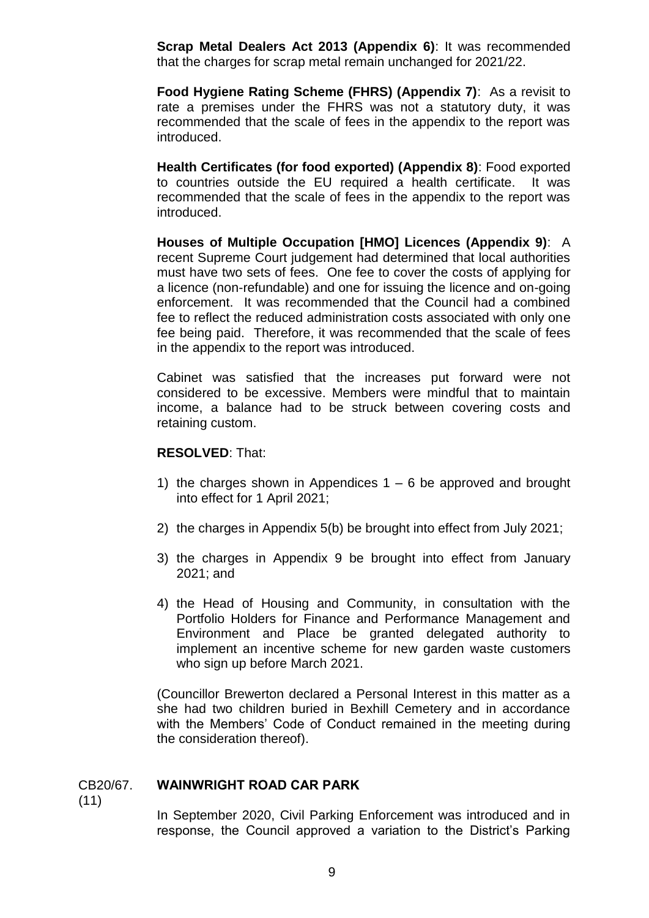**Scrap Metal Dealers Act 2013 (Appendix 6)**: It was recommended that the charges for scrap metal remain unchanged for 2021/22.

**Food Hygiene Rating Scheme (FHRS) (Appendix 7)**: As a revisit to rate a premises under the FHRS was not a statutory duty, it was recommended that the scale of fees in the appendix to the report was introduced.

**Health Certificates (for food exported) (Appendix 8)**: Food exported to countries outside the EU required a health certificate. It was recommended that the scale of fees in the appendix to the report was introduced.

**Houses of Multiple Occupation [HMO] Licences (Appendix 9)**: A recent Supreme Court judgement had determined that local authorities must have two sets of fees. One fee to cover the costs of applying for a licence (non-refundable) and one for issuing the licence and on-going enforcement. It was recommended that the Council had a combined fee to reflect the reduced administration costs associated with only one fee being paid. Therefore, it was recommended that the scale of fees in the appendix to the report was introduced.

Cabinet was satisfied that the increases put forward were not considered to be excessive. Members were mindful that to maintain income, a balance had to be struck between covering costs and retaining custom.

**RESOLVED**: That:

1) the charges shown in Appendices 1 – 6 be approved and brought into effect for 1 April 2021;

2) the charges in Appendix 5(b) be brought into effect from July 2021;

3) the charges in Appendix 9 be brought into effect from January 2021; and

4) the Head of Housing and Community, in consultation with the Portfolio Holders for Finance and Performance Management and Environment and Place be granted delegated authority to implement an incentive scheme for new garden waste customers who sign up before March 2021.

(Councillor Brewerton declared a Personal Interest in this matter as a she had two children buried in Bexhill Cemetery and in accordance with the Members' Code of Conduct remained in the meeting during the consideration thereof).

## CB20/67. (11) WAINWRIGHT ROAD CAR PARK

In September 2020, Civil Parking Enforcement was introduced and in response, the Council approved a variation to the District's Parking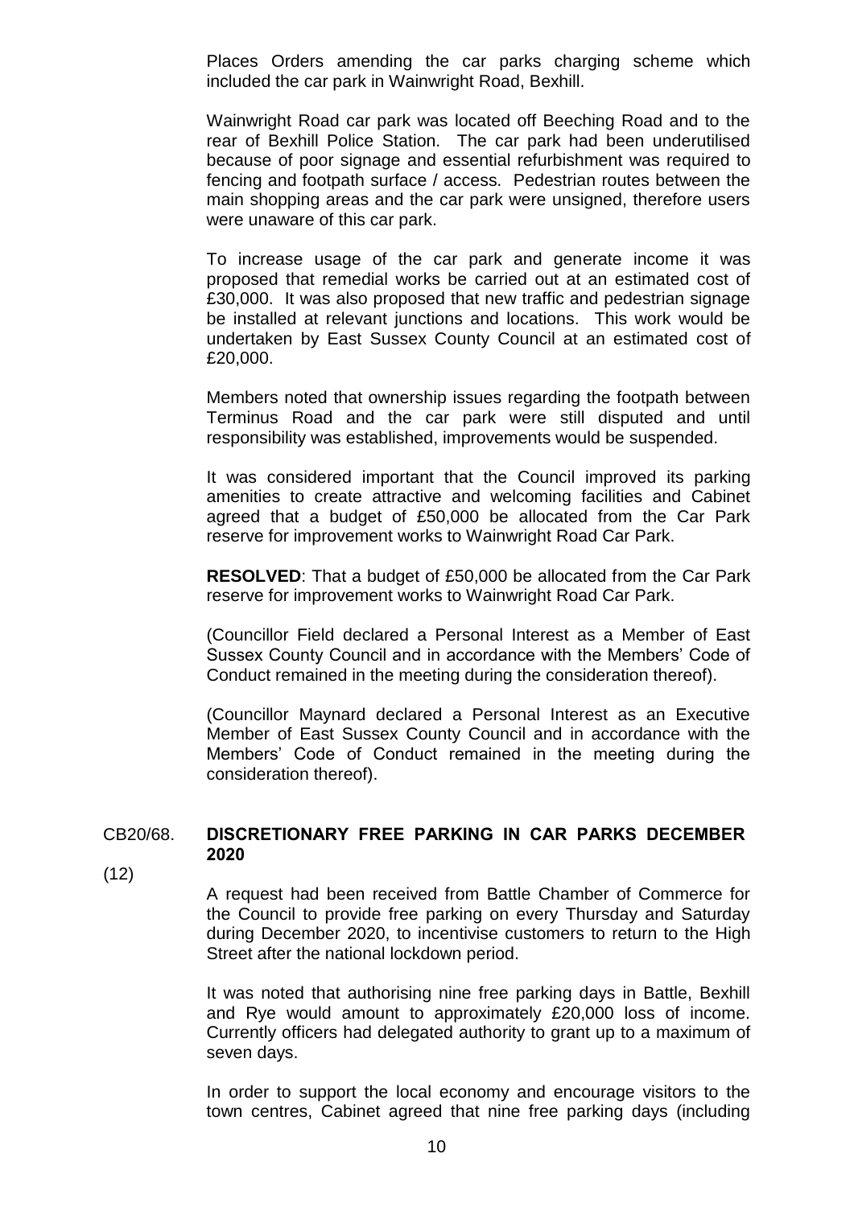Places Orders amending the car parks charging scheme which included the car park in Wainwright Road, Bexhill.

Wainwright Road car park was located off Beeching Road and to the rear of Bexhill Police Station. The car park had been underutilised because of poor signage and essential refurbishment was required to fencing and footpath surface / access. Pedestrian routes between the main shopping areas and the car park were unsigned, therefore users were unaware of this car park.

To increase usage of the car park and generate income it was proposed that remedial works be carried out at an estimated cost of £30,000. It was also proposed that new traffic and pedestrian signage be installed at relevant junctions and locations. This work would be undertaken by East Sussex County Council at an estimated cost of £20,000.

Members noted that ownership issues regarding the footpath between Terminus Road and the car park were still disputed and until responsibility was established, improvements would be suspended.

It was considered important that the Council improved its parking amenities to create attractive and welcoming facilities and Cabinet agreed that a budget of £50,000 be allocated from the Car Park reserve for improvement works to Wainwright Road Car Park.

**RESOLVED**: That a budget of £50,000 be allocated from the Car Park reserve for improvement works to Wainwright Road Car Park.

(Councillor Field declared a Personal Interest as a Member of East Sussex County Council and in accordance with the Members' Code of Conduct remained in the meeting during the consideration thereof).

(Councillor Maynard declared a Personal Interest as an Executive Member of East Sussex County Council and in accordance with the Members' Code of Conduct remained in the meeting during the consideration thereof).

## CB20/68. (12) DISCRETIONARY FREE PARKING IN CAR PARKS DECEMBER 2020

A request had been received from Battle Chamber of Commerce for the Council to provide free parking on every Thursday and Saturday during December 2020, to incentivise customers to return to the High Street after the national lockdown period.

It was noted that authorising nine free parking days in Battle, Bexhill and Rye would amount to approximately £20,000 loss of income. Currently officers had delegated authority to grant up to a maximum of seven days.

In order to support the local economy and encourage visitors to the town centres, Cabinet agreed that nine free parking days (including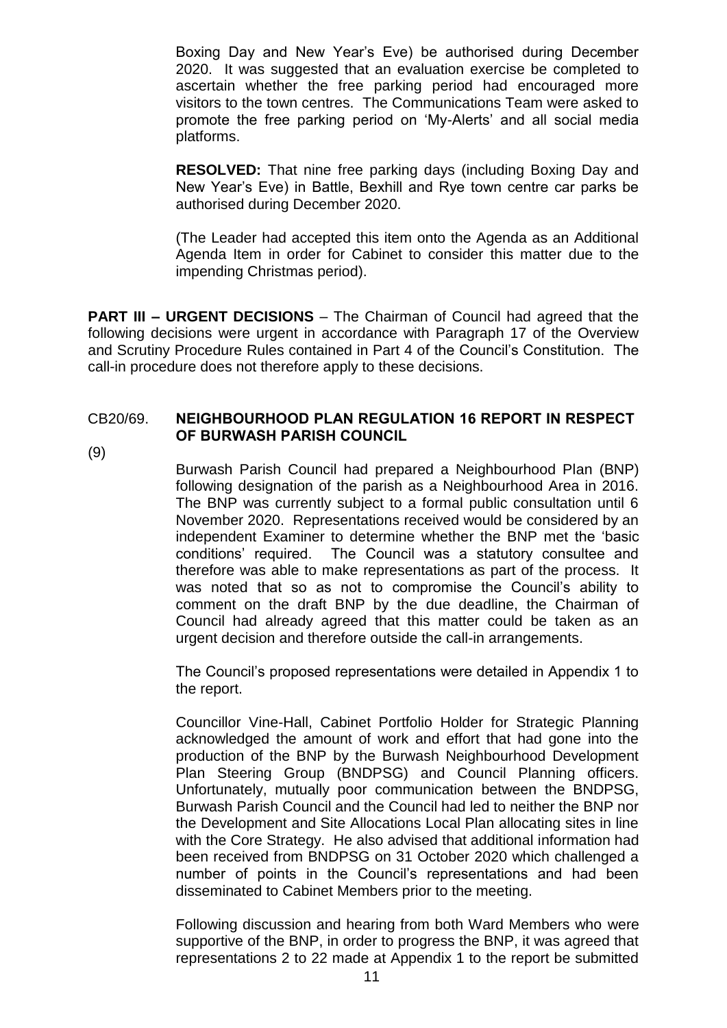Boxing Day and New Year's Eve) be authorised during December 2020. It was suggested that an evaluation exercise be completed to ascertain whether the free parking period had encouraged more visitors to the town centres. The Communications Team were asked to promote the free parking period on 'My-Alerts' and all social media platforms.

**RESOLVED:** That nine free parking days (including Boxing Day and New Year's Eve) in Battle, Bexhill and Rye town centre car parks be authorised during December 2020.

(The Leader had accepted this item onto the Agenda as an Additional Agenda Item in order for Cabinet to consider this matter due to the impending Christmas period).

**PART III – URGENT DECISIONS** – The Chairman of Council had agreed that the following decisions were urgent in accordance with Paragraph 17 of the Overview and Scrutiny Procedure Rules contained in Part 4 of the Council's Constitution. The call-in procedure does not therefore apply to these decisions.

### CB20/69. NEIGHBOURHOOD PLAN REGULATION 16 REPORT IN RESPECT OF BURWASH PARISH COUNCIL

(9)

Burwash Parish Council had prepared a Neighbourhood Plan (BNP) following designation of the parish as a Neighbourhood Area in 2016. The BNP was currently subject to a formal public consultation until 6 November 2020. Representations received would be considered by an independent Examiner to determine whether the BNP met the 'basic conditions' required. The Council was a statutory consultee and therefore was able to make representations as part of the process. It was noted that so as not to compromise the Council's ability to comment on the draft BNP by the due deadline, the Chairman of Council had already agreed that this matter could be taken as an urgent decision and therefore outside the call-in arrangements.

The Council's proposed representations were detailed in Appendix 1 to the report.

Councillor Vine-Hall, Cabinet Portfolio Holder for Strategic Planning acknowledged the amount of work and effort that had gone into the production of the BNP by the Burwash Neighbourhood Development Plan Steering Group (BNDPSG) and Council Planning officers. Unfortunately, mutually poor communication between the BNDPSG, Burwash Parish Council and the Council had led to neither the BNP nor the Development and Site Allocations Local Plan allocating sites in line with the Core Strategy. He also advised that additional information had been received from BNDPSG on 31 October 2020 which challenged a number of points in the Council's representations and had been disseminated to Cabinet Members prior to the meeting.

Following discussion and hearing from both Ward Members who were supportive of the BNP, in order to progress the BNP, it was agreed that representations 2 to 22 made at Appendix 1 to the report be submitted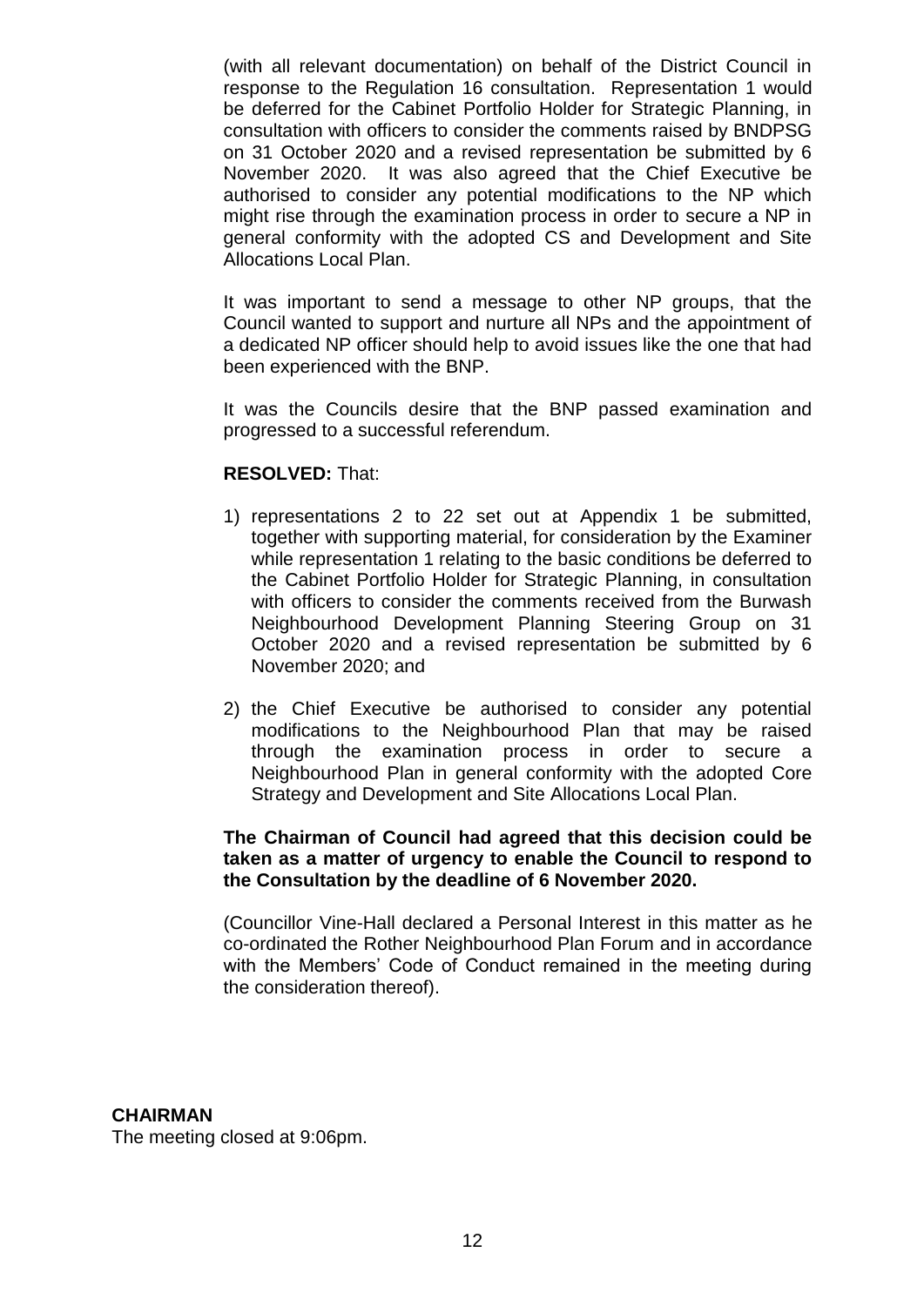(with all relevant documentation) on behalf of the District Council in response to the Regulation 16 consultation. Representation 1 would be deferred for the Cabinet Portfolio Holder for Strategic Planning, in consultation with officers to consider the comments raised by BNDPSG on 31 October 2020 and a revised representation be submitted by 6 November 2020. It was also agreed that the Chief Executive be authorised to consider any potential modifications to the NP which might rise through the examination process in order to secure a NP in general conformity with the adopted CS and Development and Site Allocations Local Plan.

It was important to send a message to other NP groups, that the Council wanted to support and nurture all NPs and the appointment of a dedicated NP officer should help to avoid issues like the one that had been experienced with the BNP.

It was the Councils desire that the BNP passed examination and progressed to a successful referendum.

**RESOLVED:** That:

1) representations 2 to 22 set out at Appendix 1 be submitted, together with supporting material, for consideration by the Examiner while representation 1 relating to the basic conditions be deferred to the Cabinet Portfolio Holder for Strategic Planning, in consultation with officers to consider the comments received from the Burwash Neighbourhood Development Planning Steering Group on 31 October 2020 and a revised representation be submitted by 6 November 2020; and

2) the Chief Executive be authorised to consider any potential modifications to the Neighbourhood Plan that may be raised through the examination process in order to secure a Neighbourhood Plan in general conformity with the adopted Core Strategy and Development and Site Allocations Local Plan.

**The Chairman of Council had agreed that this decision could be taken as a matter of urgency to enable the Council to respond to the Consultation by the deadline of 6 November 2020.**

(Councillor Vine-Hall declared a Personal Interest in this matter as he co-ordinated the Rother Neighbourhood Plan Forum and in accordance with the Members' Code of Conduct remained in the meeting during the consideration thereof).

**CHAIRMAN**

The meeting closed at 9:06pm.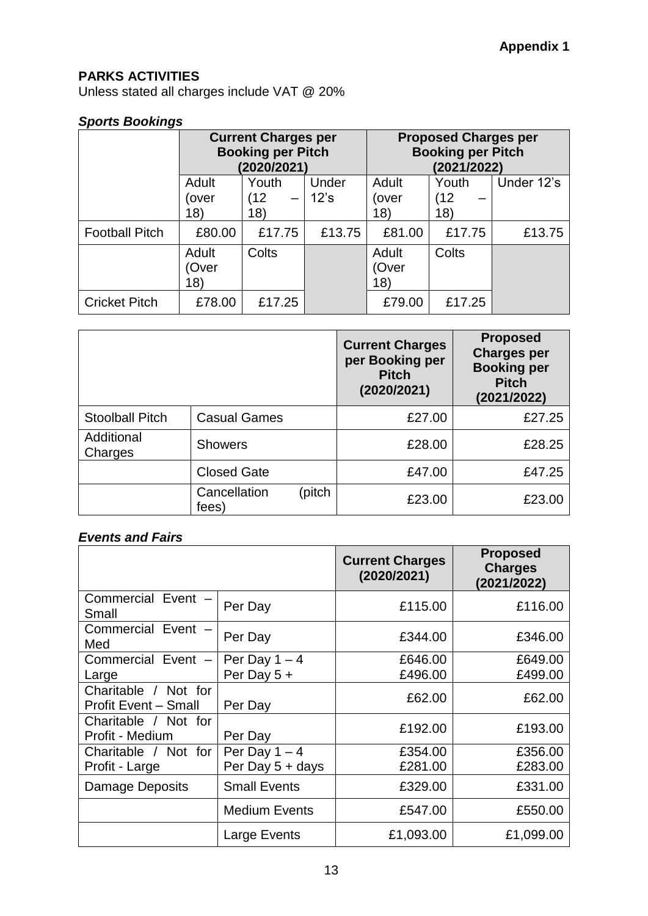Appendix 1

## PARKS ACTIVITIES

Unless stated all charges include VAT @ 20%

### *Sports Bookings*

| | Current Charges per Booking per Pitch (2020/2021) | | | Proposed Charges per Booking per Pitch (2021/2022) | | |
|---|---|---|---|---|---|---|
| | Adult (over 18) | Youth (12 – 18) | Under 12's | Adult (over 18) | Youth (12 – 18) | Under 12's |
| Football Pitch | £80.00 | £17.75 | £13.75 | £81.00 | £17.75 | £13.75 |
| | Adult (Over 18) | Colts | | Adult (Over 18) | Colts | |
| Cricket Pitch | £78.00 | £17.25 | | £79.00 | £17.25 | |

| | | Current Charges per Booking per Pitch (2020/2021) | Proposed Charges per Booking per Pitch (2021/2022) |
|---|---|---|---|
| Stoolball Pitch | Casual Games | £27.00 | £27.25 |
| Additional Charges | Showers | £28.00 | £28.25 |
| | Closed Gate | £47.00 | £47.25 |
| | Cancellation (pitch fees) | £23.00 | £23.00 |

### *Events and Fairs*

| | | Current Charges (2020/2021) | Proposed Charges (2021/2022) |
|---|---|---|---|
| Commercial Event – Small | Per Day | £115.00 | £116.00 |
| Commercial Event – Med | Per Day | £344.00 | £346.00 |
| Commercial Event – Large | Per Day 1 – 4<br>Per Day 5 + | £646.00<br>£496.00 | £649.00<br>£499.00 |
| Charitable / Not for Profit Event – Small | Per Day | £62.00 | £62.00 |
| Charitable / Not for Profit - Medium | Per Day | £192.00 | £193.00 |
| Charitable / Not for Profit - Large | Per Day 1 – 4<br>Per Day 5 + days | £354.00<br>£281.00 | £356.00<br>£283.00 |
| Damage Deposits | Small Events | £329.00 | £331.00 |
| | Medium Events | £547.00 | £550.00 |
| | Large Events | £1,093.00 | £1,099.00 |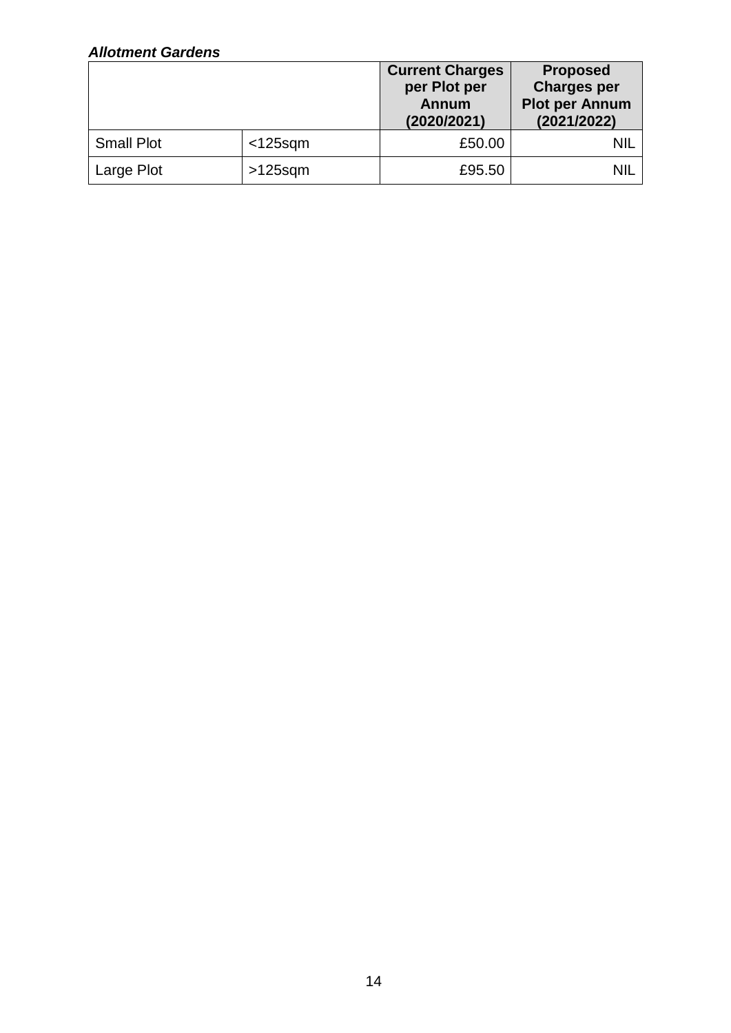***Allotment Gardens***

| | | Current Charges per Plot per Annum (2020/2021) | Proposed Charges per Plot per Annum (2021/2022) |
|---|---|---|---|
| Small Plot | <125sqm | £50.00 | NIL |
| Large Plot | >125sqm | £95.50 | NIL |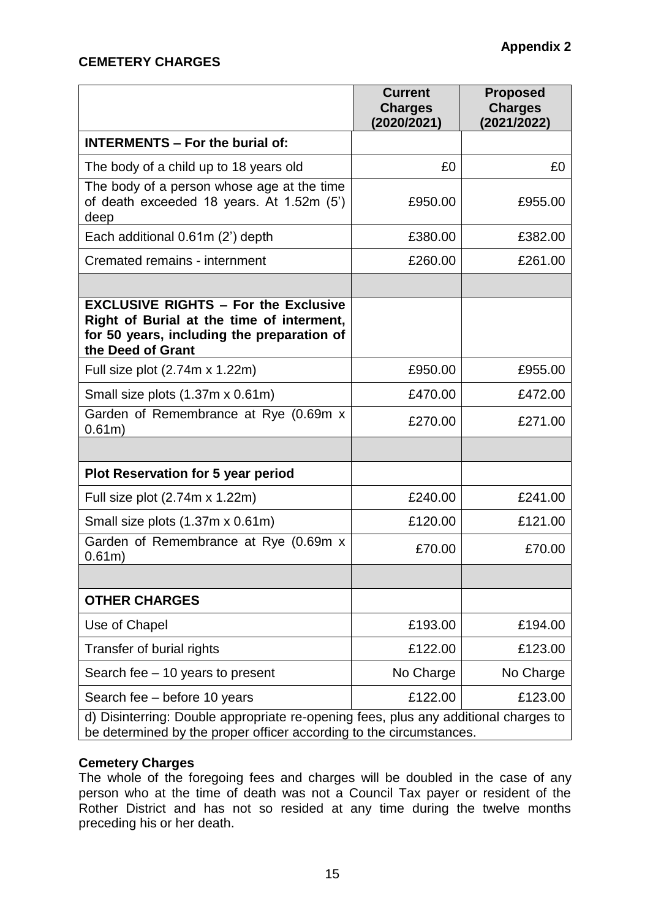**Appendix 2**

**CEMETERY CHARGES**

| | **Current Charges (2020/2021)** | **Proposed Charges (2021/2022)** |
|---|---|---|
| **INTERMENTS – For the burial of:** | | |
| The body of a child up to 18 years old | £0 | £0 |
| The body of a person whose age at the time of death exceeded 18 years. At 1.52m (5') deep | £950.00 | £955.00 |
| Each additional 0.61m (2') depth | £380.00 | £382.00 |
| Cremated remains - internment | £260.00 | £261.00 |
| | | |
| **EXCLUSIVE RIGHTS – For the Exclusive Right of Burial at the time of interment, for 50 years, including the preparation of the Deed of Grant** | | |
| Full size plot (2.74m x 1.22m) | £950.00 | £955.00 |
| Small size plots (1.37m x 0.61m) | £470.00 | £472.00 |
| Garden of Remembrance at Rye (0.69m x 0.61m) | £270.00 | £271.00 |
| | | |
| **Plot Reservation for 5 year period** | | |
| Full size plot (2.74m x 1.22m) | £240.00 | £241.00 |
| Small size plots (1.37m x 0.61m) | £120.00 | £121.00 |
| Garden of Remembrance at Rye (0.69m x 0.61m) | £70.00 | £70.00 |
| | | |
| **OTHER CHARGES** | | |
| Use of Chapel | £193.00 | £194.00 |
| Transfer of burial rights | £122.00 | £123.00 |
| Search fee – 10 years to present | No Charge | No Charge |
| Search fee – before 10 years | £122.00 | £123.00 |
| d) Disinterring: Double appropriate re-opening fees, plus any additional charges to be determined by the proper officer according to the circumstances. | | |

**Cemetery Charges**

The whole of the foregoing fees and charges will be doubled in the case of any person who at the time of death was not a Council Tax payer or resident of the Rother District and has not so resided at any time during the twelve months preceding his or her death.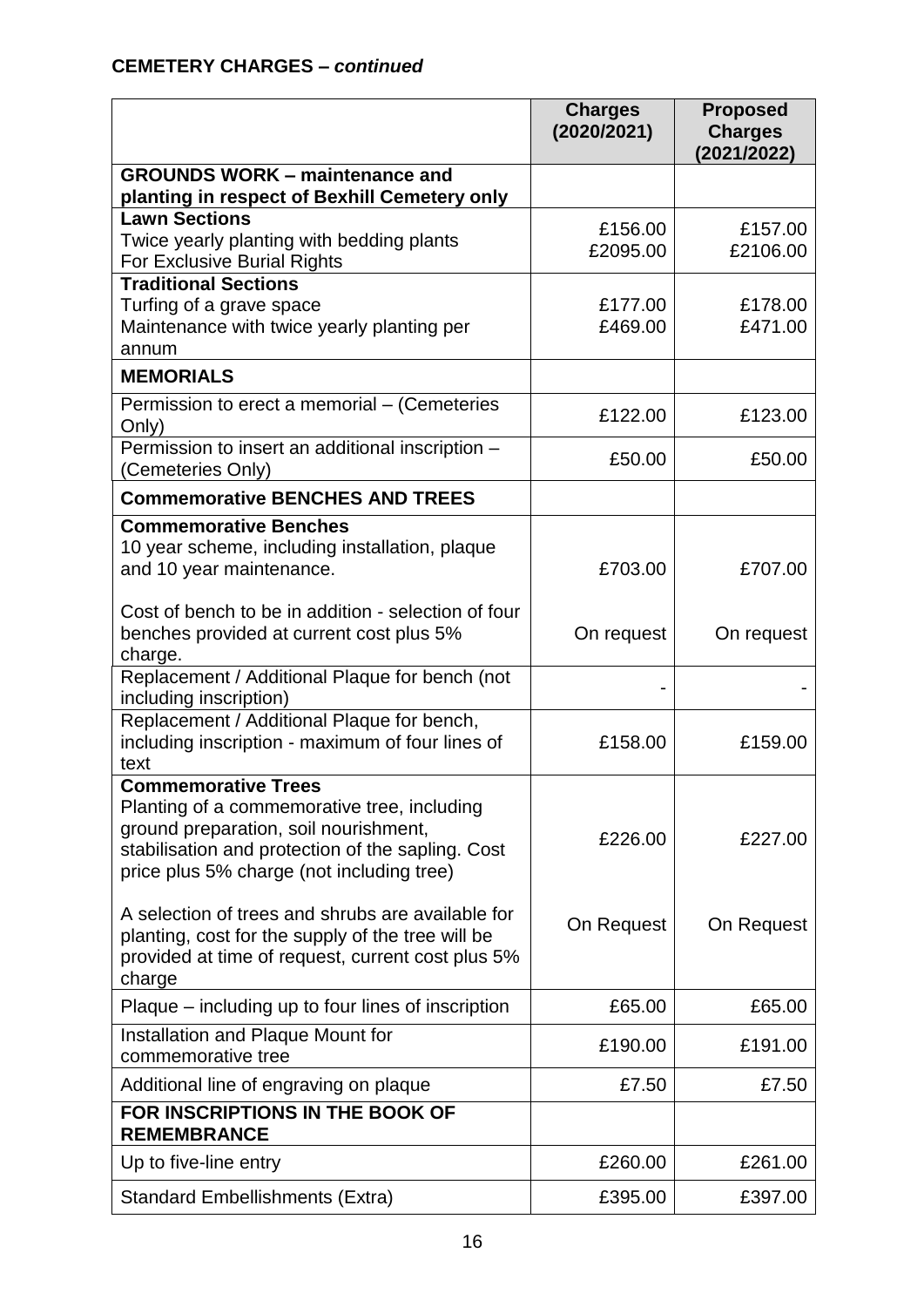**CEMETERY CHARGES – *continued***

| | Charges (2020/2021) | Proposed Charges (2021/2022) |
|---|---|---|
| **GROUNDS WORK – maintenance and planting in respect of Bexhill Cemetery only** | | |
| **Lawn Sections**<br>Twice yearly planting with bedding plants<br>For Exclusive Burial Rights | £156.00<br>£2095.00 | £157.00<br>£2106.00 |
| **Traditional Sections**<br>Turfing of a grave space<br>Maintenance with twice yearly planting per annum | £177.00<br>£469.00 | £178.00<br>£471.00 |
| **MEMORIALS** | | |
| Permission to erect a memorial – (Cemeteries Only) | £122.00 | £123.00 |
| Permission to insert an additional inscription – (Cemeteries Only) | £50.00 | £50.00 |
| **Commemorative BENCHES AND TREES** | | |
| **Commemorative Benches**<br>10 year scheme, including installation, plaque and 10 year maintenance. | £703.00 | £707.00 |
| Cost of bench to be in addition - selection of four benches provided at current cost plus 5% charge. | On request | On request |
| Replacement / Additional Plaque for bench (not including inscription) | - | - |
| Replacement / Additional Plaque for bench, including inscription - maximum of four lines of text | £158.00 | £159.00 |
| **Commemorative Trees**<br>Planting of a commemorative tree, including ground preparation, soil nourishment, stabilisation and protection of the sapling. Cost price plus 5% charge (not including tree) | £226.00 | £227.00 |
| A selection of trees and shrubs are available for planting, cost for the supply of the tree will be provided at time of request, current cost plus 5% charge | On Request | On Request |
| Plaque – including up to four lines of inscription | £65.00 | £65.00 |
| Installation and Plaque Mount for commemorative tree | £190.00 | £191.00 |
| Additional line of engraving on plaque | £7.50 | £7.50 |
| **FOR INSCRIPTIONS IN THE BOOK OF REMEMBRANCE** | | |
| Up to five-line entry | £260.00 | £261.00 |
| Standard Embellishments (Extra) | £395.00 | £397.00 |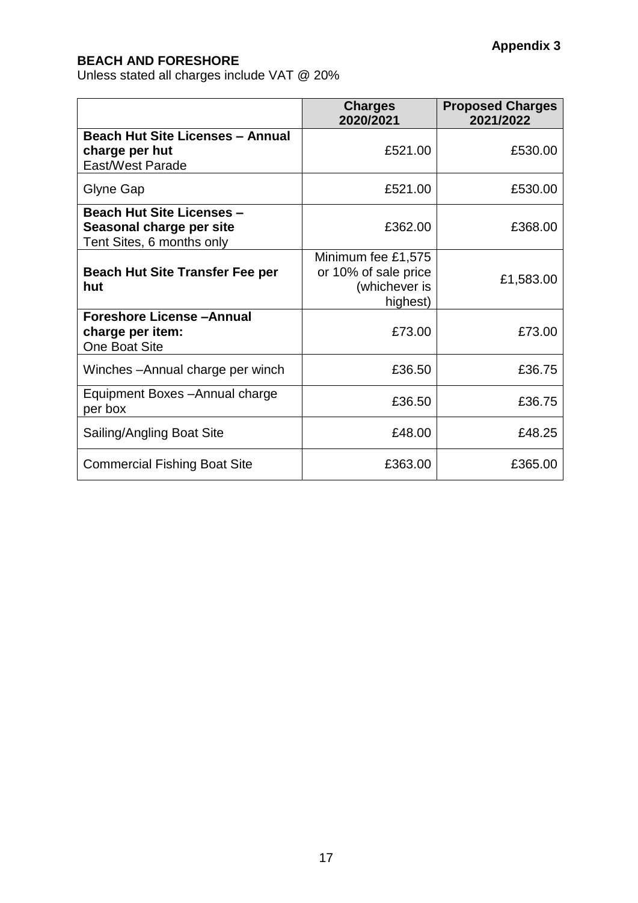**Appendix 3**

**BEACH AND FORESHORE**

Unless stated all charges include VAT @ 20%

| | **Charges 2020/2021** | **Proposed Charges 2021/2022** |
|---|---|---|
| **Beach Hut Site Licenses – Annual charge per hut** East/West Parade | £521.00 | £530.00 |
| Glyne Gap | £521.00 | £530.00 |
| **Beach Hut Site Licenses – Seasonal charge per site** Tent Sites, 6 months only | £362.00 | £368.00 |
| **Beach Hut Site Transfer Fee per hut** | Minimum fee £1,575 or 10% of sale price (whichever is highest) | £1,583.00 |
| **Foreshore License –Annual charge per item:** One Boat Site | £73.00 | £73.00 |
| Winches –Annual charge per winch | £36.50 | £36.75 |
| Equipment Boxes –Annual charge per box | £36.50 | £36.75 |
| Sailing/Angling Boat Site | £48.00 | £48.25 |
| Commercial Fishing Boat Site | £363.00 | £365.00 |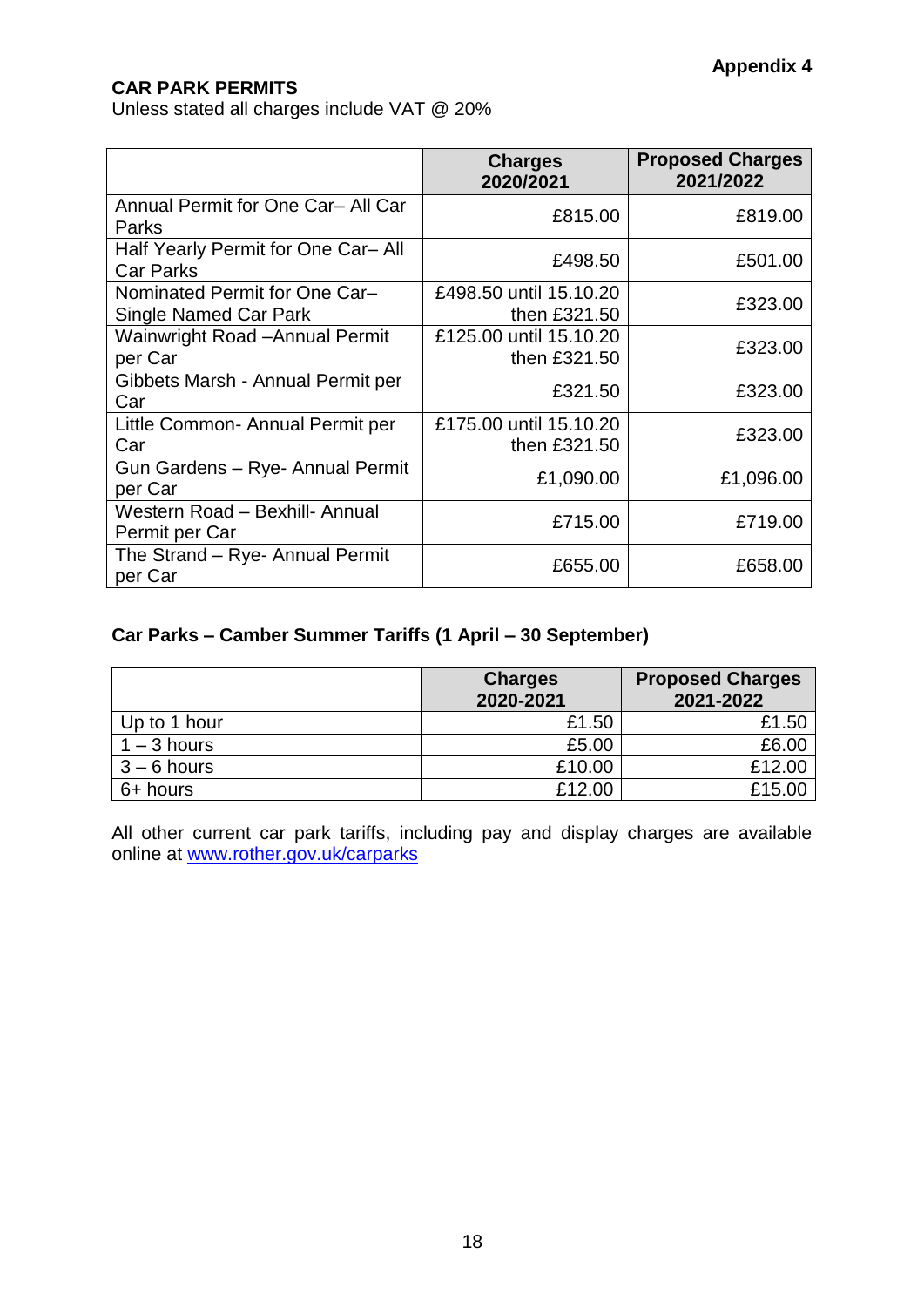**Appendix 4**

**CAR PARK PERMITS**

Unless stated all charges include VAT @ 20%

| | Charges 2020/2021 | Proposed Charges 2021/2022 |
|---|---|---|
| Annual Permit for One Car– All Car Parks | £815.00 | £819.00 |
| Half Yearly Permit for One Car– All Car Parks | £498.50 | £501.00 |
| Nominated Permit for One Car– Single Named Car Park | £498.50 until 15.10.20 then £321.50 | £323.00 |
| Wainwright Road –Annual Permit per Car | £125.00 until 15.10.20 then £321.50 | £323.00 |
| Gibbets Marsh - Annual Permit per Car | £321.50 | £323.00 |
| Little Common- Annual Permit per Car | £175.00 until 15.10.20 then £321.50 | £323.00 |
| Gun Gardens – Rye- Annual Permit per Car | £1,090.00 | £1,096.00 |
| Western Road – Bexhill- Annual Permit per Car | £715.00 | £719.00 |
| The Strand – Rye- Annual Permit per Car | £655.00 | £658.00 |

**Car Parks – Camber Summer Tariffs (1 April – 30 September)**

| | Charges 2020-2021 | Proposed Charges 2021-2022 |
|---|---|---|
| Up to 1 hour | £1.50 | £1.50 |
| 1 – 3 hours | £5.00 | £6.00 |
| 3 – 6 hours | £10.00 | £12.00 |
| 6+ hours | £12.00 | £15.00 |

All other current car park tariffs, including pay and display charges are available online at [www.rother.gov.uk/carparks](http://www.rother.gov.uk/carparks)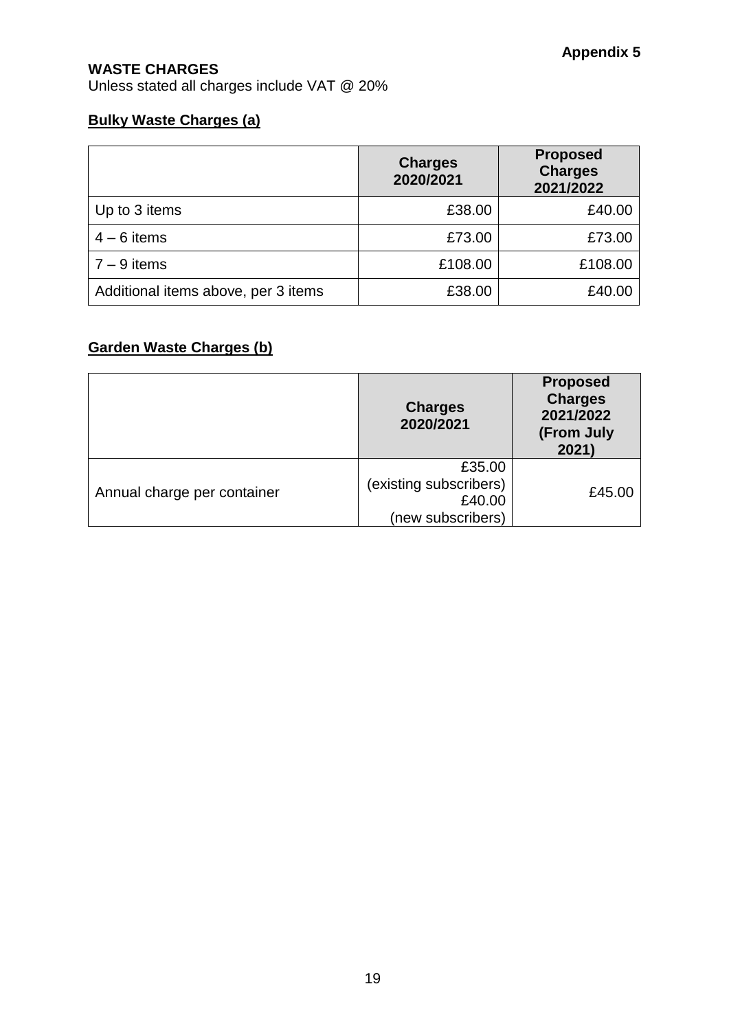**Appendix 5**

## WASTE CHARGES

Unless stated all charges include VAT @ 20%

### Bulky Waste Charges (a)

| | Charges 2020/2021 | Proposed Charges 2021/2022 |
|---|---|---|
| Up to 3 items | £38.00 | £40.00 |
| 4 – 6 items | £73.00 | £73.00 |
| 7 – 9 items | £108.00 | £108.00 |
| Additional items above, per 3 items | £38.00 | £40.00 |

### Garden Waste Charges (b)

| | Charges 2020/2021 | Proposed Charges 2021/2022 (From July 2021) |
|---|---|---|
| Annual charge per container | £35.00 (existing subscribers) £40.00 (new subscribers) | £45.00 |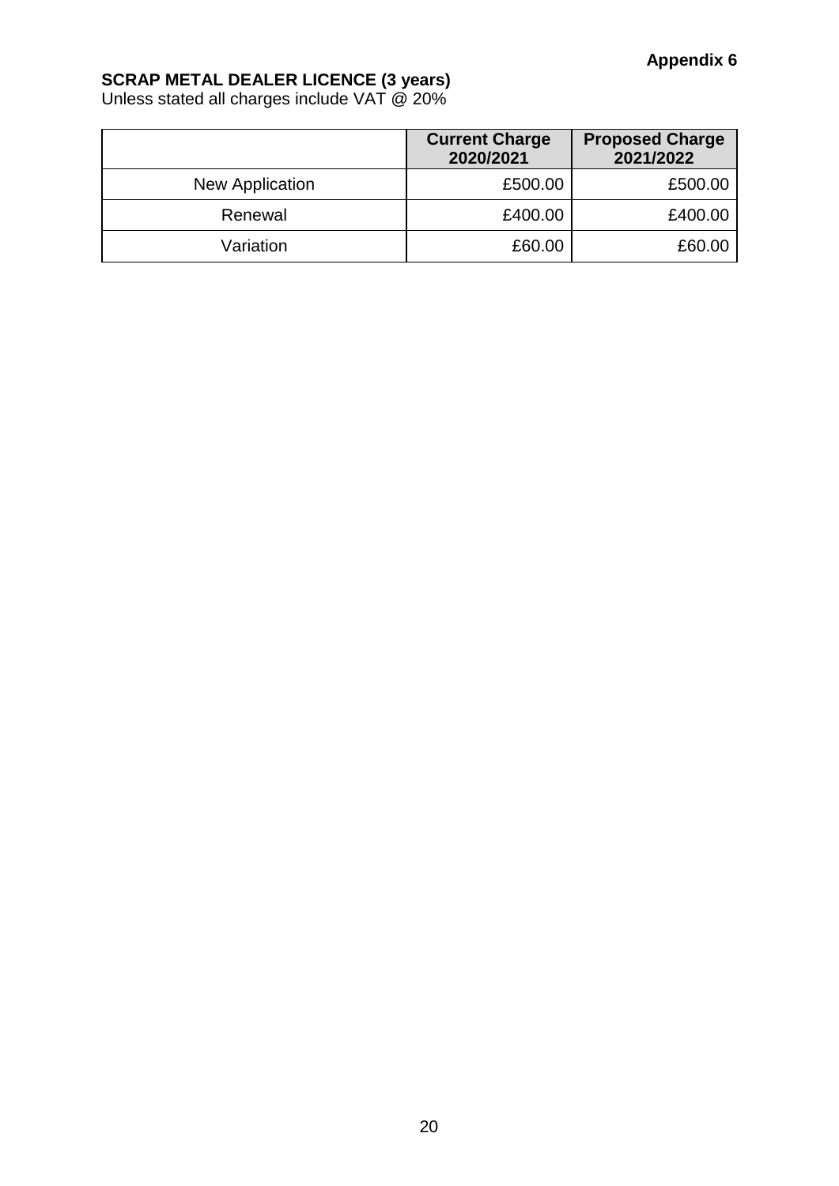**Appendix 6**

**SCRAP METAL DEALER LICENCE (3 years)**
Unless stated all charges include VAT @ 20%

| | **Current Charge 2020/2021** | **Proposed Charge 2021/2022** |
|---|---|---|
| New Application | £500.00 | £500.00 |
| Renewal | £400.00 | £400.00 |
| Variation | £60.00 | £60.00 |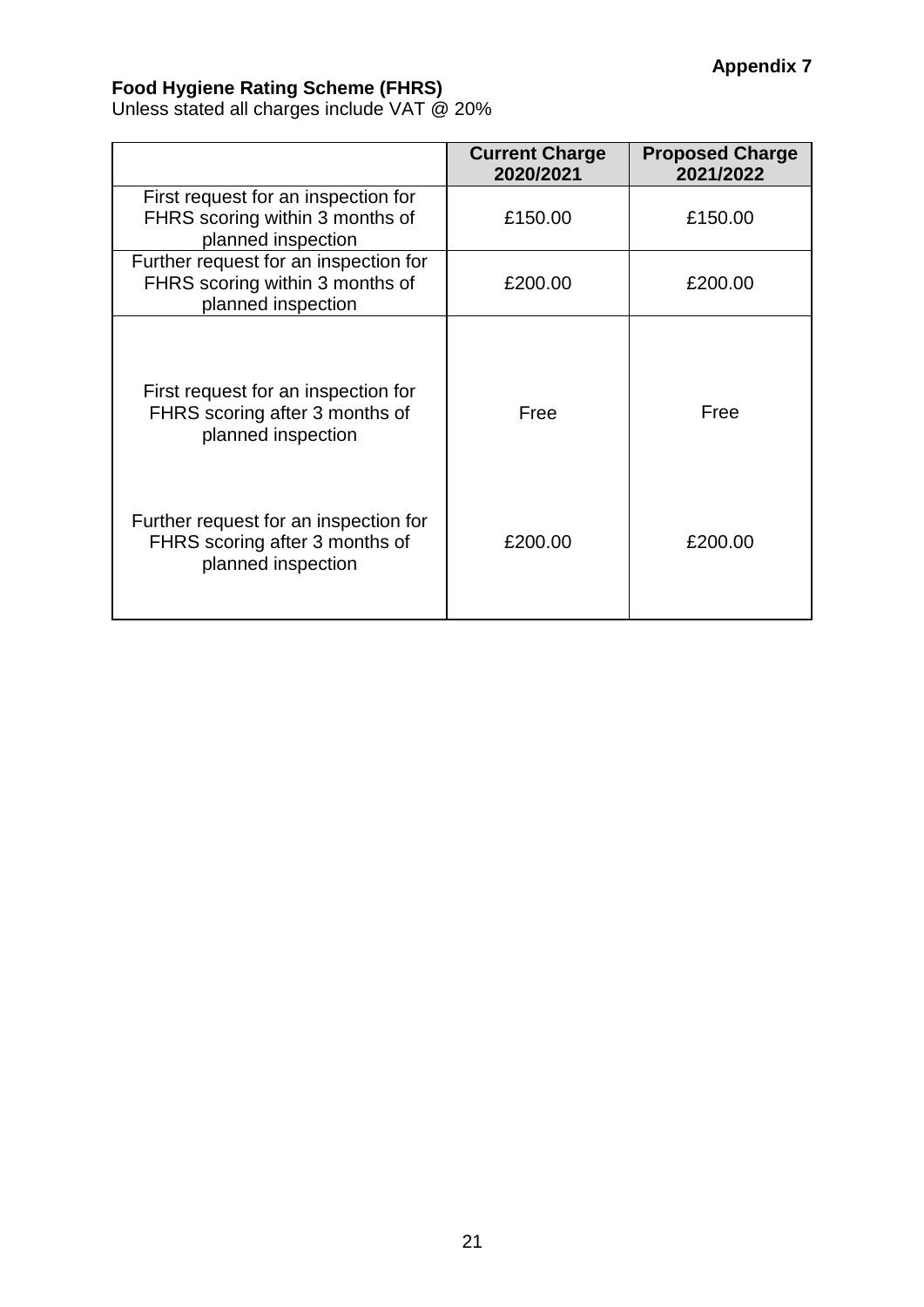**Appendix 7**

**Food Hygiene Rating Scheme (FHRS)**
Unless stated all charges include VAT @ 20%

| | **Current Charge 2020/2021** | **Proposed Charge 2021/2022** |
|---|---|---|
| First request for an inspection for FHRS scoring within 3 months of planned inspection | £150.00 | £150.00 |
| Further request for an inspection for FHRS scoring within 3 months of planned inspection | £200.00 | £200.00 |
| First request for an inspection for FHRS scoring after 3 months of planned inspection | Free | Free |
| Further request for an inspection for FHRS scoring after 3 months of planned inspection | £200.00 | £200.00 |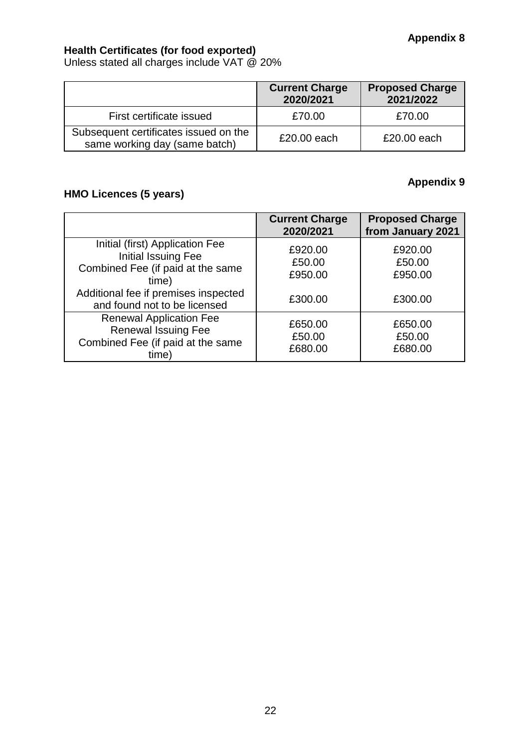**Appendix 8**

**Health Certificates (for food exported)**

Unless stated all charges include VAT @ 20%

| | Current Charge 2020/2021 | Proposed Charge 2021/2022 |
|---|---|---|
| First certificate issued | £70.00 | £70.00 |
| Subsequent certificates issued on the same working day (same batch) | £20.00 each | £20.00 each |

**Appendix 9**

**HMO Licences (5 years)**

| | Current Charge 2020/2021 | Proposed Charge from January 2021 |
|---|---|---|
| Initial (first) Application Fee<br>Initial Issuing Fee<br>Combined Fee (if paid at the same time)<br>Additional fee if premises inspected and found not to be licensed | £920.00<br>£50.00<br>£950.00<br>£300.00 | £920.00<br>£50.00<br>£950.00<br>£300.00 |
| Renewal Application Fee<br>Renewal Issuing Fee<br>Combined Fee (if paid at the same time) | £650.00<br>£50.00<br>£680.00 | £650.00<br>£50.00<br>£680.00 |